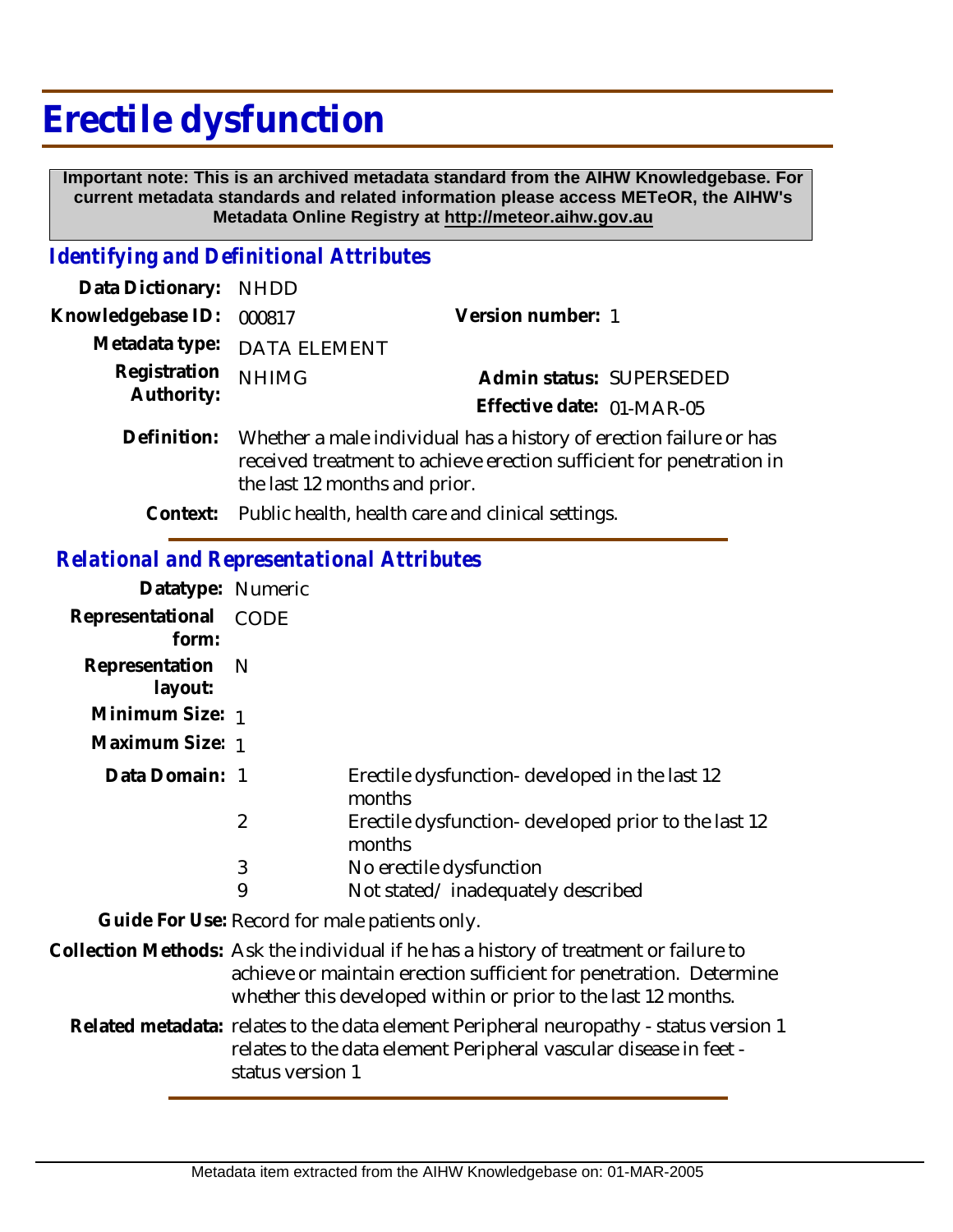# Erectile dysfunction

**Important note: This is an archived metadata standard from the AIHW Knowledgebase. For current metadata standards and related information please access METeOR, the AIHW's Metadata Online Registry at http://meteor.aihw.gov.au**

## *Identifying and Definitional Attributes*

**Data Dictionary:** NHDD

**Knowledgebase ID:** 000817

**Version number:** 1

**Metadata type:** DATA ELEMENT

**Registration Authority:** NHIMG

**Admin status:** SUPERSEDED

**Effective date:** 01-MAR-05

**Definition:** Whether a male individual has a history of erection failure or has received treatment to achieve erection sufficient for penetration in the last 12 months and prior.

**Context:** Public health, health care and clinical settings.

## *Relational and Representational Attributes*

**Datatype:** Numeric

**Representational form:** CODE

**Representation layout:** N

**Minimum Size:** 1

**Maximum Size:** 1

**Data Domain:**

| Code | Description |
|---|---|
| 1 | Erectile dysfunction- developed in the last 12 months |
| 2 | Erectile dysfunction- developed prior to the last 12 months |
| 3 | No erectile dysfunction |
| 9 | Not stated/ inadequately described |

**Guide For Use:** Record for male patients only.

**Collection Methods:** Ask the individual if he has a history of treatment or failure to achieve or maintain erection sufficient for penetration. Determine whether this developed within or prior to the last 12 months.

**Related metadata:** relates to the data element Peripheral neuropathy - status version 1
relates to the data element Peripheral vascular disease in feet - status version 1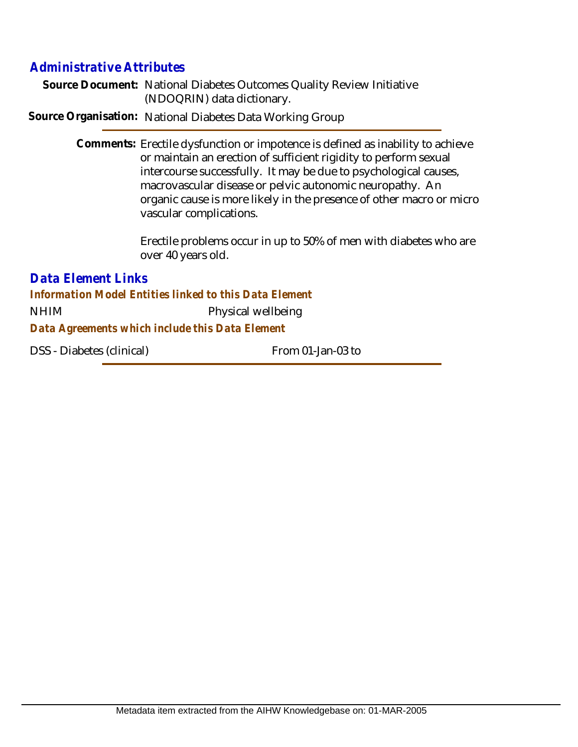## Administrative Attributes

**Source Document:** National Diabetes Outcomes Quality Review Initiative (NDOQRIN) data dictionary.

**Source Organisation:** National Diabetes Data Working Group

**Comments:** Erectile dysfunction or impotence is defined as inability to achieve or maintain an erection of sufficient rigidity to perform sexual intercourse successfully. It may be due to psychological causes, macrovascular disease or pelvic autonomic neuropathy. An organic cause is more likely in the presence of other macro or micro vascular complications.

Erectile problems occur in up to 50% of men with diabetes who are over 40 years old.

## Data Element Links

### Information Model Entities linked to this Data Element

| | |
|---|---|
| NHIM | Physical wellbeing |

### Data Agreements which include this Data Element

| | |
|---|---|
| DSS - Diabetes (clinical) | From 01-Jan-03 to |

Metadata item extracted from the AIHW Knowledgebase on: 01-MAR-2005